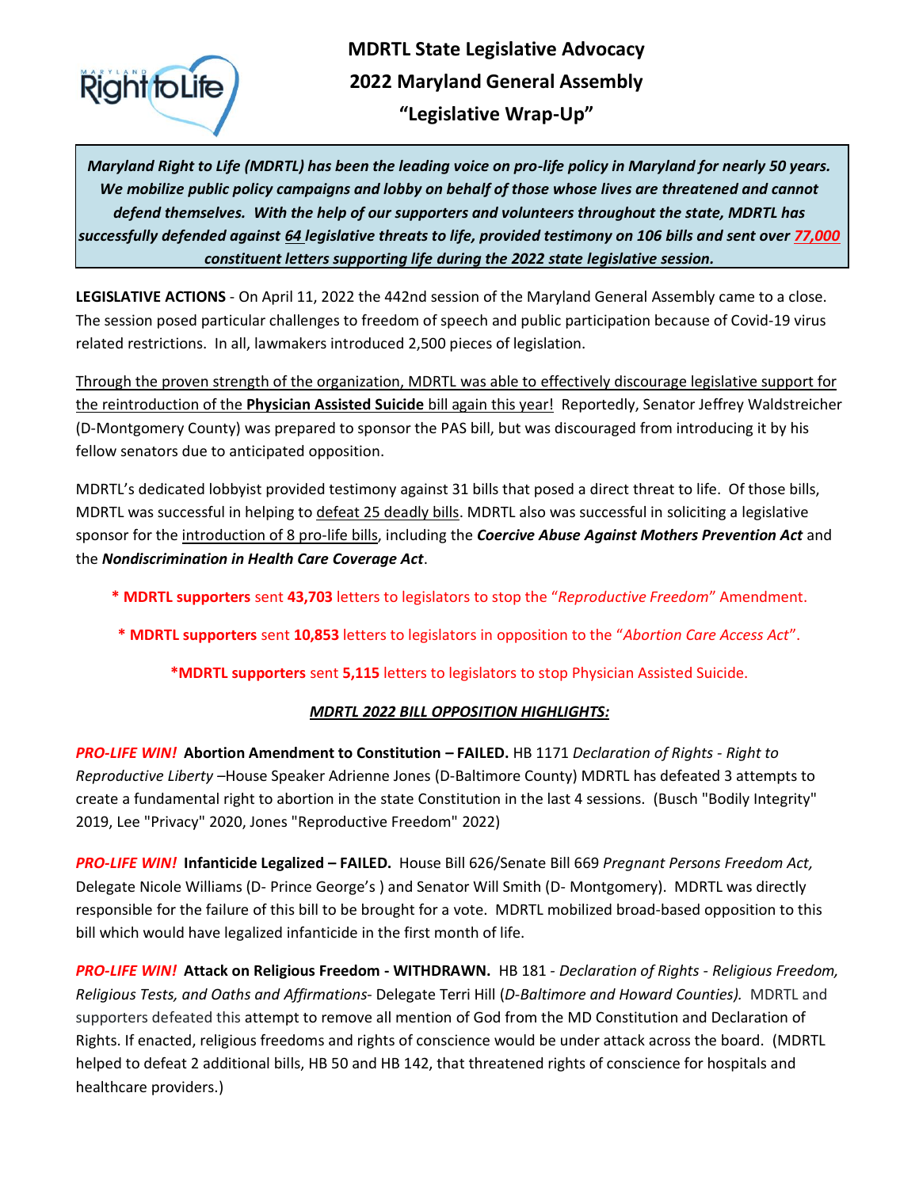# MDRTL State Legislative Advocacy
## 2022 Maryland General Assembly
## "Legislative Wrap-Up"

***Maryland Right to Life (MDRTL) has been the leading voice on pro-life policy in Maryland for nearly 50 years. We mobilize public policy campaigns and lobby on behalf of those whose lives are threatened and cannot defend themselves. With the help of our supporters and volunteers throughout the state, MDRTL has successfully defended against 64 legislative threats to life, provided testimony on 106 bills and sent over 77,000 constituent letters supporting life during the 2022 state legislative session.***

**LEGISLATIVE ACTIONS** - On April 11, 2022 the 442nd session of the Maryland General Assembly came to a close. The session posed particular challenges to freedom of speech and public participation because of Covid-19 virus related restrictions. In all, lawmakers introduced 2,500 pieces of legislation.

Through the proven strength of the organization, MDRTL was able to effectively discourage legislative support for the reintroduction of the **Physician Assisted Suicide** bill again this year! Reportedly, Senator Jeffrey Waldstreicher (D-Montgomery County) was prepared to sponsor the PAS bill, but was discouraged from introducing it by his fellow senators due to anticipated opposition.

MDRTL's dedicated lobbyist provided testimony against 31 bills that posed a direct threat to life. Of those bills, MDRTL was successful in helping to defeat 25 deadly bills. MDRTL also was successful in soliciting a legislative sponsor for the introduction of 8 pro-life bills, including the ***Coercive Abuse Against Mothers Prevention Act*** and the ***Nondiscrimination in Health Care Coverage Act***.

\* **MDRTL supporters** sent **43,703** letters to legislators to stop the "*Reproductive Freedom*" Amendment.

\* **MDRTL supporters** sent **10,853** letters to legislators in opposition to the "*Abortion Care Access Act*".

\***MDRTL supporters** sent **5,115** letters to legislators to stop Physician Assisted Suicide.

### ***MDRTL 2022 BILL OPPOSITION HIGHLIGHTS:***

***PRO-LIFE WIN!*** **Abortion Amendment to Constitution – FAILED.** HB 1171 *Declaration of Rights - Right to Reproductive Liberty* –House Speaker Adrienne Jones (D-Baltimore County) MDRTL has defeated 3 attempts to create a fundamental right to abortion in the state Constitution in the last 4 sessions. (Busch "Bodily Integrity" 2019, Lee "Privacy" 2020, Jones "Reproductive Freedom" 2022)

***PRO-LIFE WIN!*** **Infanticide Legalized – FAILED.** House Bill 626/Senate Bill 669 *Pregnant Persons Freedom Act,* Delegate Nicole Williams (D- Prince George's ) and Senator Will Smith (D- Montgomery). MDRTL was directly responsible for the failure of this bill to be brought for a vote. MDRTL mobilized broad-based opposition to this bill which would have legalized infanticide in the first month of life.

***PRO-LIFE WIN!*** **Attack on Religious Freedom - WITHDRAWN.** HB 181 - *Declaration of Rights - Religious Freedom, Religious Tests, and Oaths and Affirmations*- Delegate Terri Hill (*D-Baltimore and Howard Counties).* MDRTL and supporters defeated this attempt to remove all mention of God from the MD Constitution and Declaration of Rights. If enacted, religious freedoms and rights of conscience would be under attack across the board. (MDRTL helped to defeat 2 additional bills, HB 50 and HB 142, that threatened rights of conscience for hospitals and healthcare providers.)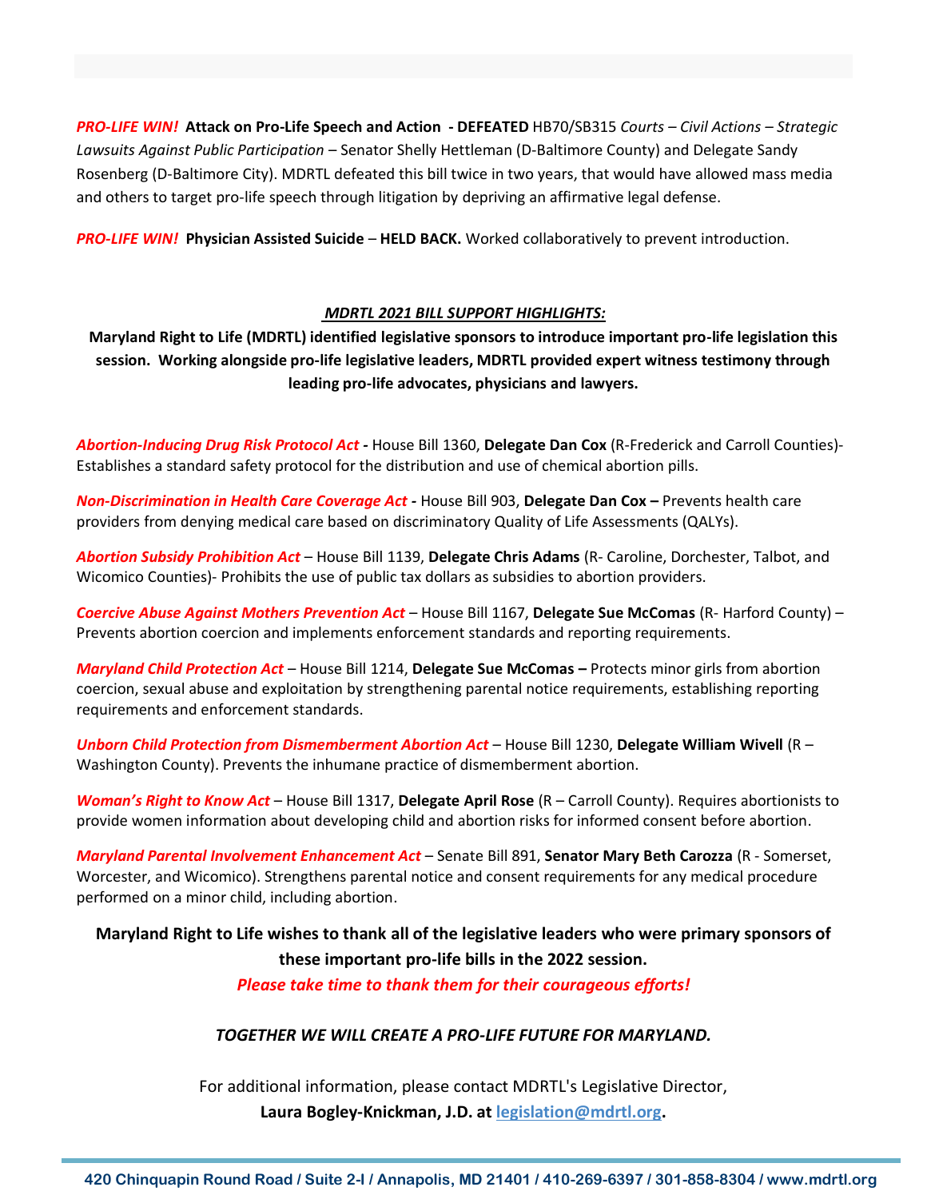***PRO-LIFE WIN!*** **Attack on Pro-Life Speech and Action - DEFEATED** HB70/SB315 *Courts – Civil Actions – Strategic Lawsuits Against Public Participation* – Senator Shelly Hettleman (D-Baltimore County) and Delegate Sandy Rosenberg (D-Baltimore City). MDRTL defeated this bill twice in two years, that would have allowed mass media and others to target pro-life speech through litigation by depriving an affirmative legal defense.

***PRO-LIFE WIN!*** **Physician Assisted Suicide** – **HELD BACK.** Worked collaboratively to prevent introduction.

## *MDRTL 2021 BILL SUPPORT HIGHLIGHTS:*

**Maryland Right to Life (MDRTL) identified legislative sponsors to introduce important pro-life legislation this session. Working alongside pro-life legislative leaders, MDRTL provided expert witness testimony through leading pro-life advocates, physicians and lawyers.**

***Abortion-Inducing Drug Risk Protocol Act*** **-** House Bill 1360, **Delegate Dan Cox** (R-Frederick and Carroll Counties)- Establishes a standard safety protocol for the distribution and use of chemical abortion pills.

***Non-Discrimination in Health Care Coverage Act*** **-** House Bill 903, **Delegate Dan Cox –** Prevents health care providers from denying medical care based on discriminatory Quality of Life Assessments (QALYs).

***Abortion Subsidy Prohibition Act*** – House Bill 1139, **Delegate Chris Adams** (R- Caroline, Dorchester, Talbot, and Wicomico Counties)- Prohibits the use of public tax dollars as subsidies to abortion providers.

***Coercive Abuse Against Mothers Prevention Act*** – House Bill 1167, **Delegate Sue McComas** (R- Harford County) – Prevents abortion coercion and implements enforcement standards and reporting requirements.

***Maryland Child Protection Act*** – House Bill 1214, **Delegate Sue McComas –** Protects minor girls from abortion coercion, sexual abuse and exploitation by strengthening parental notice requirements, establishing reporting requirements and enforcement standards.

***Unborn Child Protection from Dismemberment Abortion Act*** – House Bill 1230, **Delegate William Wivell** (R – Washington County). Prevents the inhumane practice of dismemberment abortion.

***Woman's Right to Know Act*** – House Bill 1317, **Delegate April Rose** (R – Carroll County). Requires abortionists to provide women information about developing child and abortion risks for informed consent before abortion.

***Maryland Parental Involvement Enhancement Act*** – Senate Bill 891, **Senator Mary Beth Carozza** (R - Somerset, Worcester, and Wicomico). Strengthens parental notice and consent requirements for any medical procedure performed on a minor child, including abortion.

**Maryland Right to Life wishes to thank all of the legislative leaders who were primary sponsors of these important pro-life bills in the 2022 session.**

***Please take time to thank them for their courageous efforts!***

***TOGETHER WE WILL CREATE A PRO-LIFE FUTURE FOR MARYLAND.***

For additional information, please contact MDRTL's Legislative Director,
**Laura Bogley-Knickman, J.D. at legislation@mdrtl.org.**

**420 Chinquapin Round Road / Suite 2-I / Annapolis, MD 21401 / 410-269-6397 / 301-858-8304 / www.mdrtl.org**